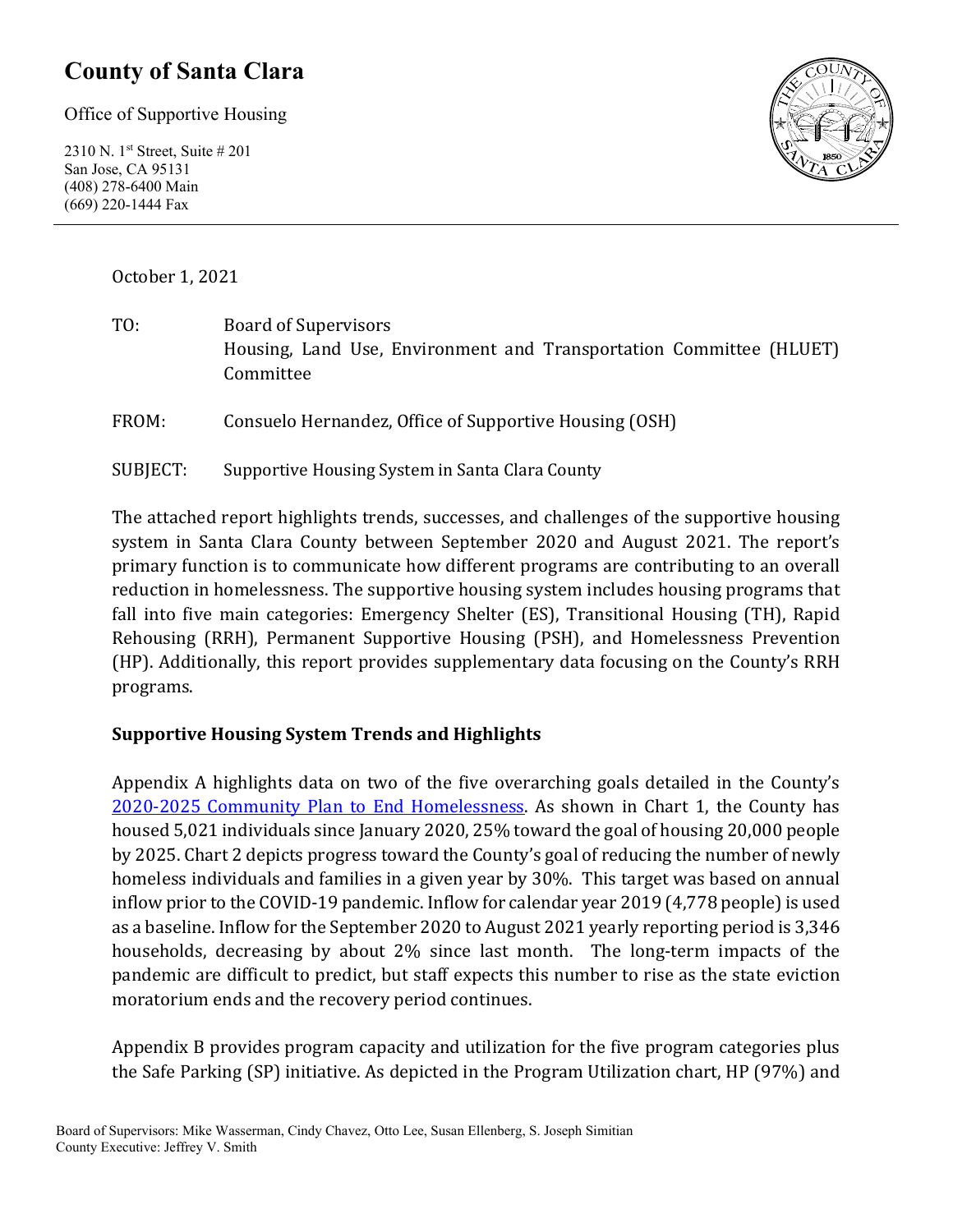# County of Santa Clara

Office of Supportive Housing

2310 N. 1st Street, Suite # 201
San Jose, CA 95131
(408) 278-6400 Main
(669) 220-1444 Fax

October 1, 2021

TO: Board of Supervisors
Housing, Land Use, Environment and Transportation Committee (HLUET) Committee

FROM: Consuelo Hernandez, Office of Supportive Housing (OSH)

SUBJECT: Supportive Housing System in Santa Clara County

The attached report highlights trends, successes, and challenges of the supportive housing system in Santa Clara County between September 2020 and August 2021. The report's primary function is to communicate how different programs are contributing to an overall reduction in homelessness. The supportive housing system includes housing programs that fall into five main categories: Emergency Shelter (ES), Transitional Housing (TH), Rapid Rehousing (RRH), Permanent Supportive Housing (PSH), and Homelessness Prevention (HP). Additionally, this report provides supplementary data focusing on the County's RRH programs.

**Supportive Housing System Trends and Highlights**

Appendix A highlights data on two of the five overarching goals detailed in the County's 2020-2025 Community Plan to End Homelessness. As shown in Chart 1, the County has housed 5,021 individuals since January 2020, 25% toward the goal of housing 20,000 people by 2025. Chart 2 depicts progress toward the County's goal of reducing the number of newly homeless individuals and families in a given year by 30%. This target was based on annual inflow prior to the COVID-19 pandemic. Inflow for calendar year 2019 (4,778 people) is used as a baseline. Inflow for the September 2020 to August 2021 yearly reporting period is 3,346 households, decreasing by about 2% since last month. The long-term impacts of the pandemic are difficult to predict, but staff expects this number to rise as the state eviction moratorium ends and the recovery period continues.

Appendix B provides program capacity and utilization for the five program categories plus the Safe Parking (SP) initiative. As depicted in the Program Utilization chart, HP (97%) and

Board of Supervisors: Mike Wasserman, Cindy Chavez, Otto Lee, Susan Ellenberg, S. Joseph Simitian
County Executive: Jeffrey V. Smith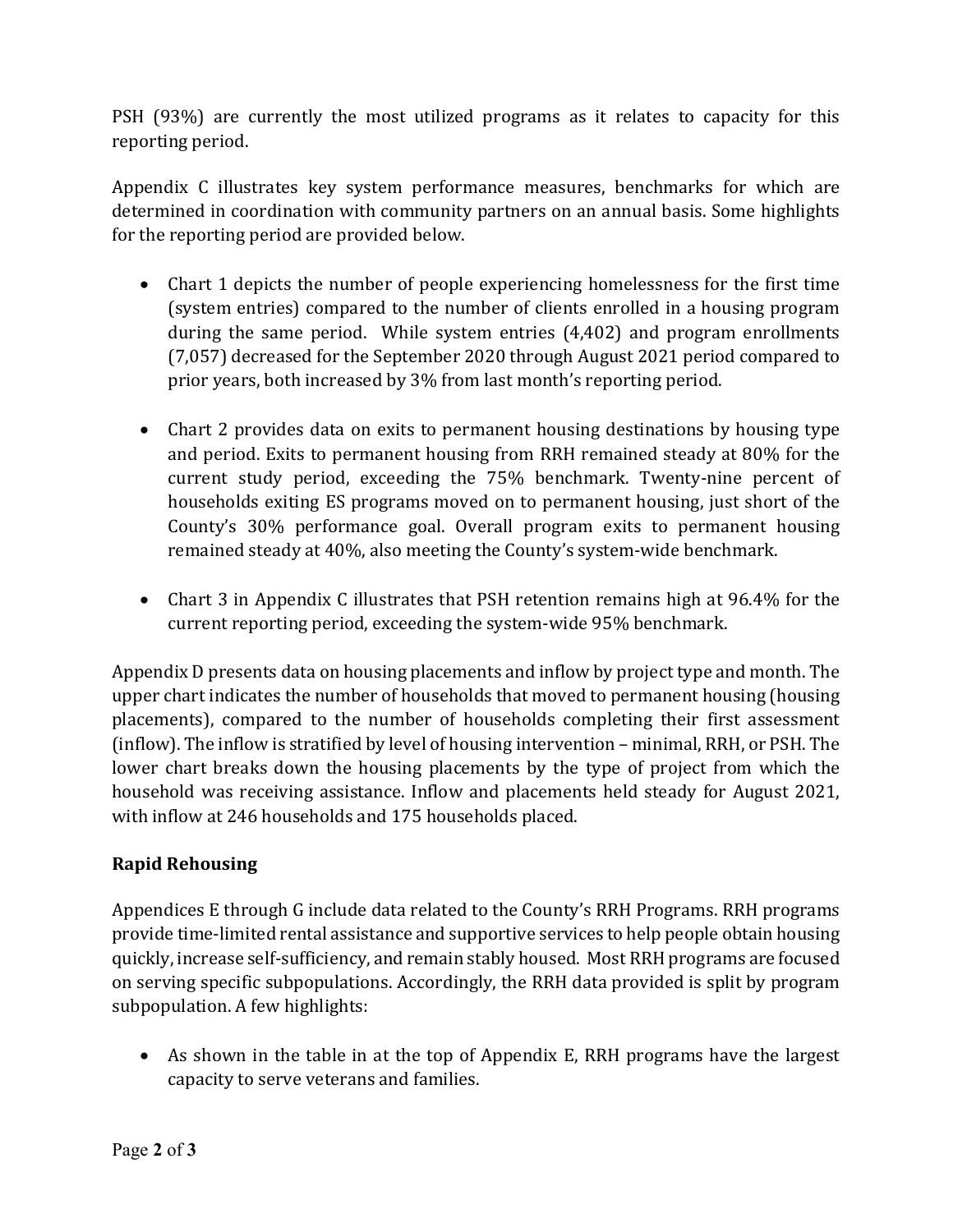PSH (93%) are currently the most utilized programs as it relates to capacity for this reporting period.

Appendix C illustrates key system performance measures, benchmarks for which are determined in coordination with community partners on an annual basis. Some highlights for the reporting period are provided below.

- Chart 1 depicts the number of people experiencing homelessness for the first time (system entries) compared to the number of clients enrolled in a housing program during the same period. While system entries (4,402) and program enrollments (7,057) decreased for the September 2020 through August 2021 period compared to prior years, both increased by 3% from last month's reporting period.

- Chart 2 provides data on exits to permanent housing destinations by housing type and period. Exits to permanent housing from RRH remained steady at 80% for the current study period, exceeding the 75% benchmark. Twenty-nine percent of households exiting ES programs moved on to permanent housing, just short of the County's 30% performance goal. Overall program exits to permanent housing remained steady at 40%, also meeting the County's system-wide benchmark.

- Chart 3 in Appendix C illustrates that PSH retention remains high at 96.4% for the current reporting period, exceeding the system-wide 95% benchmark.

Appendix D presents data on housing placements and inflow by project type and month. The upper chart indicates the number of households that moved to permanent housing (housing placements), compared to the number of households completing their first assessment (inflow). The inflow is stratified by level of housing intervention – minimal, RRH, or PSH. The lower chart breaks down the housing placements by the type of project from which the household was receiving assistance. Inflow and placements held steady for August 2021, with inflow at 246 households and 175 households placed.

**Rapid Rehousing**

Appendices E through G include data related to the County's RRH Programs. RRH programs provide time-limited rental assistance and supportive services to help people obtain housing quickly, increase self-sufficiency, and remain stably housed. Most RRH programs are focused on serving specific subpopulations. Accordingly, the RRH data provided is split by program subpopulation. A few highlights:

- As shown in the table in at the top of Appendix E, RRH programs have the largest capacity to serve veterans and families.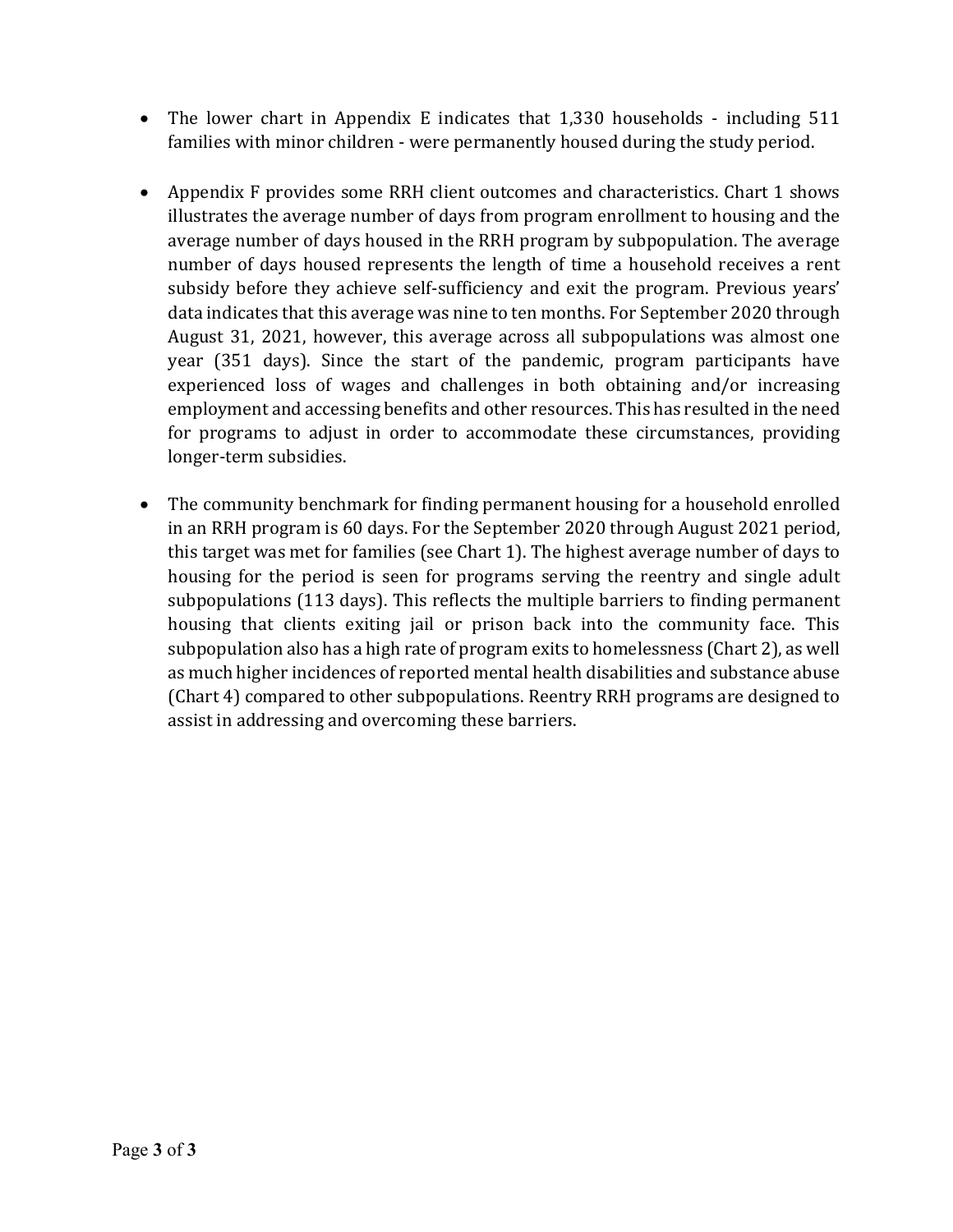- The lower chart in Appendix E indicates that 1,330 households - including 511 families with minor children - were permanently housed during the study period.

- Appendix F provides some RRH client outcomes and characteristics. Chart 1 shows illustrates the average number of days from program enrollment to housing and the average number of days housed in the RRH program by subpopulation. The average number of days housed represents the length of time a household receives a rent subsidy before they achieve self-sufficiency and exit the program. Previous years' data indicates that this average was nine to ten months. For September 2020 through August 31, 2021, however, this average across all subpopulations was almost one year (351 days). Since the start of the pandemic, program participants have experienced loss of wages and challenges in both obtaining and/or increasing employment and accessing benefits and other resources. This has resulted in the need for programs to adjust in order to accommodate these circumstances, providing longer-term subsidies.

- The community benchmark for finding permanent housing for a household enrolled in an RRH program is 60 days. For the September 2020 through August 2021 period, this target was met for families (see Chart 1). The highest average number of days to housing for the period is seen for programs serving the reentry and single adult subpopulations (113 days). This reflects the multiple barriers to finding permanent housing that clients exiting jail or prison back into the community face. This subpopulation also has a high rate of program exits to homelessness (Chart 2), as well as much higher incidences of reported mental health disabilities and substance abuse (Chart 4) compared to other subpopulations. Reentry RRH programs are designed to assist in addressing and overcoming these barriers.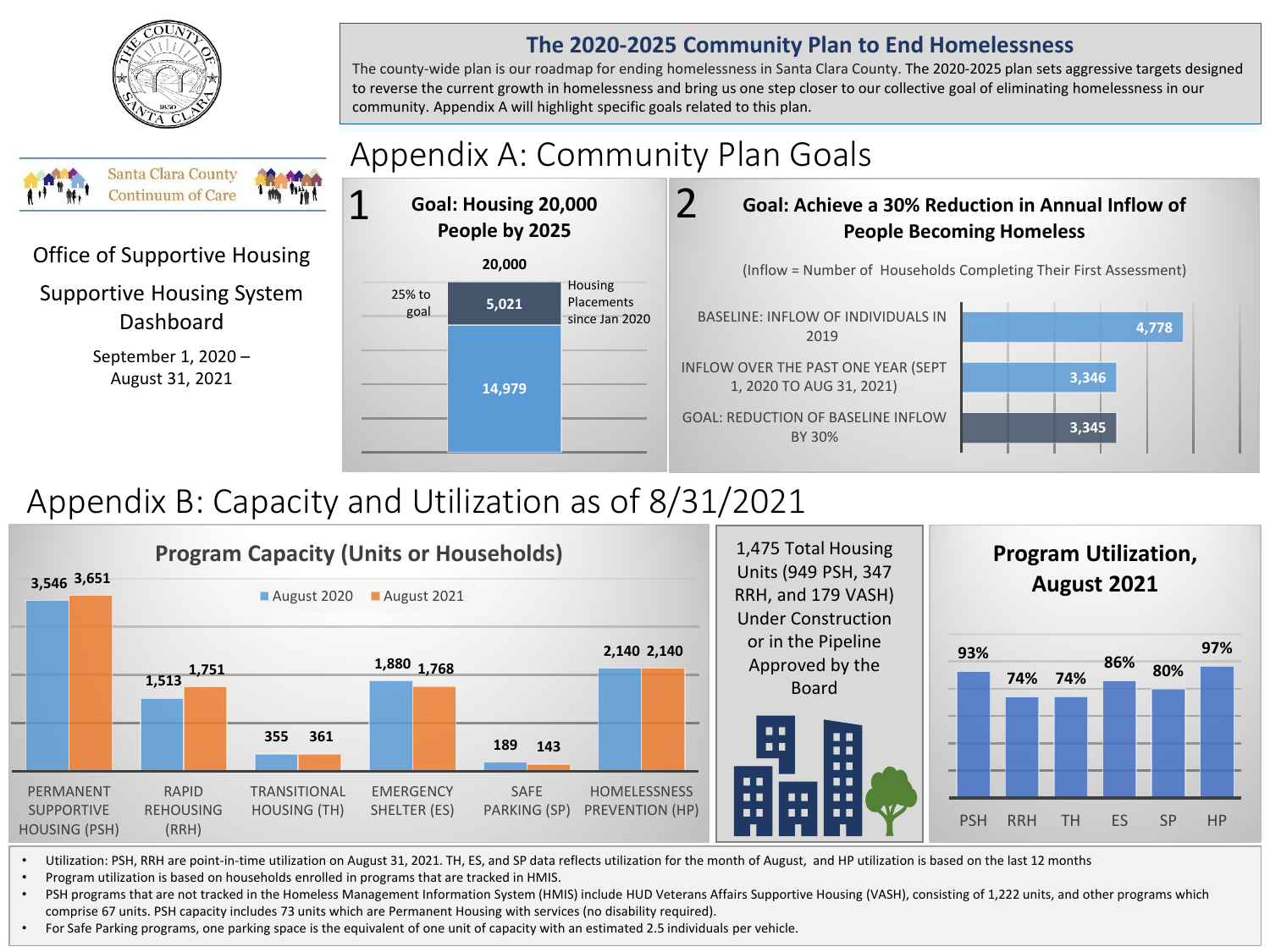Office of Supportive Housing

Supportive Housing System Dashboard

September 1, 2020 – August 31, 2021

## The 2020-2025 Community Plan to End Homelessness

The county-wide plan is our roadmap for ending homelessness in Santa Clara County. The 2020-2025 plan sets aggressive targets designed to reverse the current growth in homelessness and bring us one step closer to our collective goal of eliminating homelessness in our community. Appendix A will highlight specific goals related to this plan.

# Appendix A: Community Plan Goals

### 1 Goal: Housing 20,000 People by 2025

| | Value |
|---|---|
| Goal | 20,000 |
| Housing Placements since Jan 2020 | 5,021 |
| Remaining | 14,979 |
| Progress | 25% to goal |

### 2 Goal: Achieve a 30% Reduction in Annual Inflow of People Becoming Homeless

(Inflow = Number of Households Completing Their First Assessment)

| Measure | Value |
|---|---|
| BASELINE: INFLOW OF INDIVIDUALS IN 2019 | 4,778 |
| INFLOW OVER THE PAST ONE YEAR (SEPT 1, 2020 TO AUG 31, 2021) | 3,346 |
| GOAL: REDUCTION OF BASELINE INFLOW BY 30% | 3,345 |

# Appendix B: Capacity and Utilization as of 8/31/2021

### Program Capacity (Units or Households)

| Program | August 2020 | August 2021 |
|---|---|---|
| PERMANENT SUPPORTIVE HOUSING (PSH) | 3,546 | 3,651 |
| RAPID REHOUSING (RRH) | 1,513 | 1,751 |
| TRANSITIONAL HOUSING (TH) | 355 | 361 |
| EMERGENCY SHELTER (ES) | 1,880 | 1,768 |
| SAFE PARKING (SP) | 189 | 143 |
| HOMELESSNESS PREVENTION (HP) | 2,140 | 2,140 |

1,475 Total Housing Units (949 PSH, 347 RRH, and 179 VASH) Under Construction or in the Pipeline Approved by the Board

### Program Utilization, August 2021

| PSH | RRH | TH | ES | SP | HP |
|---|---|---|---|---|---|
| 93% | 74% | 74% | 86% | 80% | 97% |

- Utilization: PSH, RRH are point-in-time utilization on August 31, 2021. TH, ES, and SP data reflects utilization for the month of August, and HP utilization is based on the last 12 months
- Program utilization is based on households enrolled in programs that are tracked in HMIS.
- PSH programs that are not tracked in the Homeless Management Information System (HMIS) include HUD Veterans Affairs Supportive Housing (VASH), consisting of 1,222 units, and other programs which comprise 67 units. PSH capacity includes 73 units which are Permanent Housing with services (no disability required).
- For Safe Parking programs, one parking space is the equivalent of one unit of capacity with an estimated 2.5 individuals per vehicle.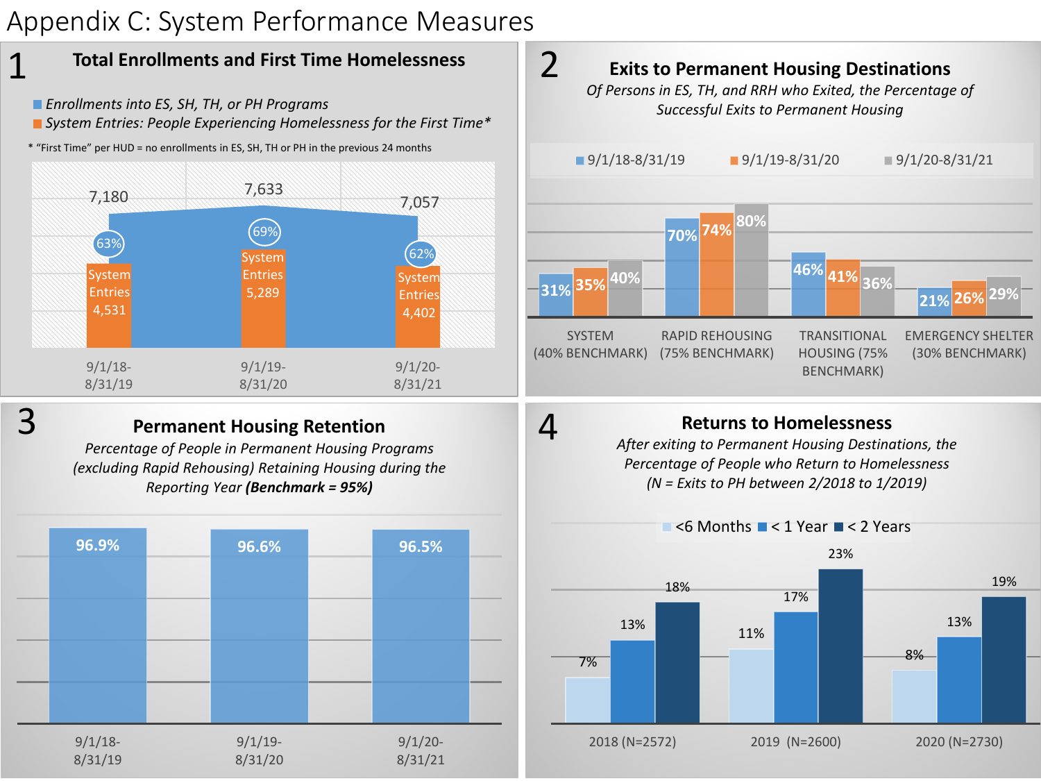# Appendix C: System Performance Measures

## 1 Total Enrollments and First Time Homelessness

- *Enrollments into ES, SH, TH, or PH Programs*
- *System Entries: People Experiencing Homelessness for the First Time**

* "First Time" per HUD = no enrollments in ES, SH, TH or PH in the previous 24 months

| Period | Enrollments into ES, SH, TH, or PH Programs | System Entries | % |
| --- | --- | --- | --- |
| 9/1/18-8/31/19 | 7,180 | 4,531 | 63% |
| 9/1/19-8/31/20 | 7,633 | 5,289 | 69% |
| 9/1/20-8/31/21 | 7,057 | 4,402 | 62% |

## 2 Exits to Permanent Housing Destinations

*Of Persons in ES, TH, and RRH who Exited, the Percentage of Successful Exits to Permanent Housing*

| | 9/1/18-8/31/19 | 9/1/19-8/31/20 | 9/1/20-8/31/21 |
| --- | --- | --- | --- |
| SYSTEM (40% BENCHMARK) | 31% | 35% | 40% |
| RAPID REHOUSING (75% BENCHMARK) | 70% | 74% | 80% |
| TRANSITIONAL HOUSING (75% BENCHMARK) | 46% | 41% | 36% |
| EMERGENCY SHELTER (30% BENCHMARK) | 21% | 26% | 29% |

## 3 Permanent Housing Retention

*Percentage of People in Permanent Housing Programs (excluding Rapid Rehousing) Retaining Housing during the Reporting Year **(Benchmark = 95%)***

| Period | Retention |
| --- | --- |
| 9/1/18-8/31/19 | 96.9% |
| 9/1/19-8/31/20 | 96.6% |
| 9/1/20-8/31/21 | 96.5% |

## 4 Returns to Homelessness

*After exiting to Permanent Housing Destinations, the Percentage of People who Return to Homelessness (N = Exits to PH between 2/2018 to 1/2019)*

| | <6 Months | < 1 Year | < 2 Years |
| --- | --- | --- | --- |
| 2018 (N=2572) | 7% | 13% | 18% |
| 2019 (N=2600) | 11% | 17% | 23% |
| 2020 (N=2730) | 8% | 13% | 19% |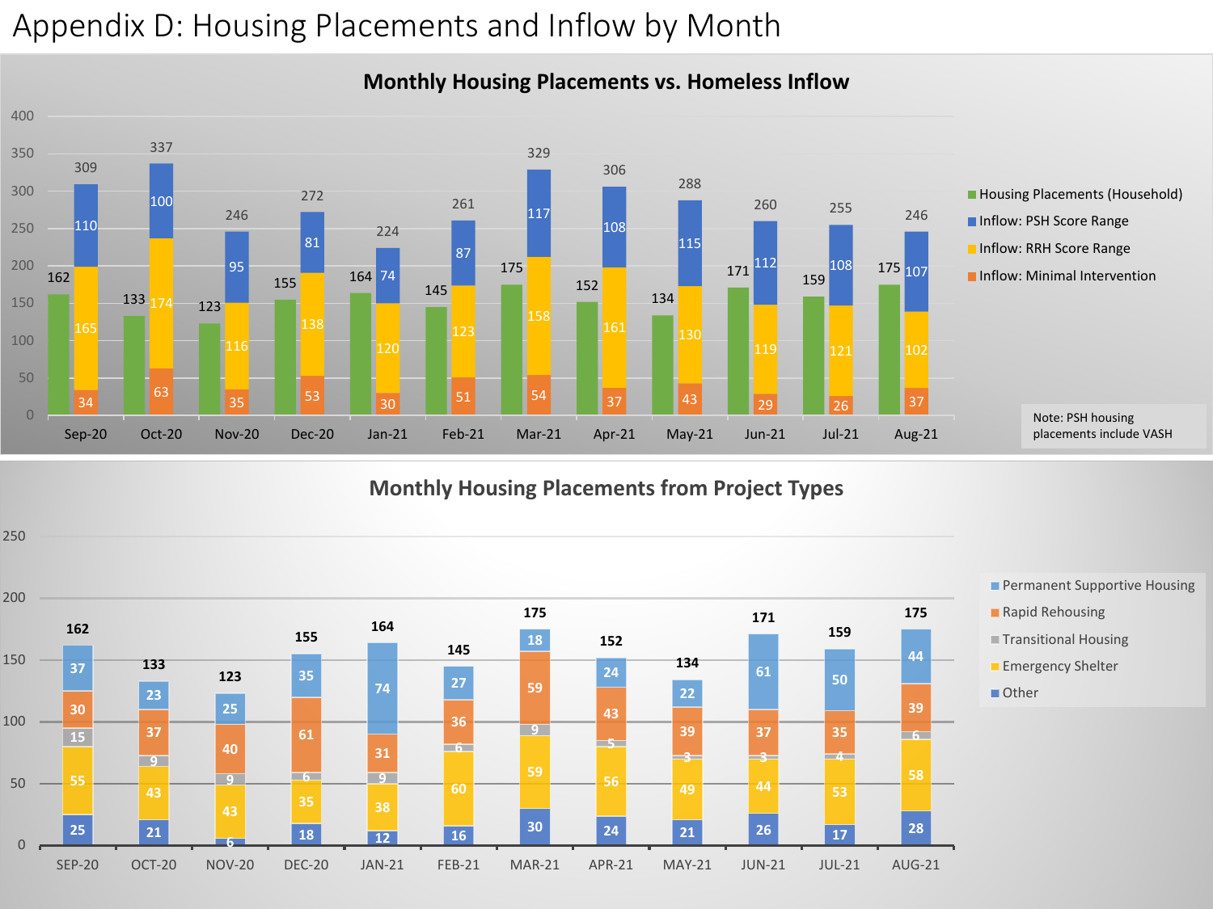# Appendix D: Housing Placements and Inflow by Month

## Monthly Housing Placements vs. Homeless Inflow

| Month | Housing Placements (Household) | Inflow: Minimal Intervention | Inflow: RRH Score Range | Inflow: PSH Score Range | Total Inflow |
|---|---|---|---|---|---|
| Sep-20 | 162 | 34 | 165 | 110 | 309 |
| Oct-20 | 133 | 63 | 174 | 100 | 337 |
| Nov-20 | 123 | 35 | 116 | 95 | 246 |
| Dec-20 | 155 | 53 | 138 | 81 | 272 |
| Jan-21 | 164 | 30 | 120 | 74 | 224 |
| Feb-21 | 145 | 51 | 123 | 87 | 261 |
| Mar-21 | 175 | 54 | 158 | 117 | 329 |
| Apr-21 | 152 | 37 | 161 | 108 | 306 |
| May-21 | 134 | 43 | 130 | 115 | 288 |
| Jun-21 | 171 | 29 | 119 | 112 | 260 |
| Jul-21 | 159 | 26 | 121 | 108 | 255 |
| Aug-21 | 175 | 37 | 102 | 107 | 246 |

Note: PSH housing placements include VASH

## Monthly Housing Placements from Project Types

| Month | Other | Emergency Shelter | Transitional Housing | Rapid Rehousing | Permanent Supportive Housing | Total |
|---|---|---|---|---|---|---|
| SEP-20 | 25 | 55 | 15 | 30 | 37 | 162 |
| OCT-20 | 21 | 43 | 9 | 37 | 23 | 133 |
| NOV-20 | 6 | 43 | 9 | 40 | 25 | 123 |
| DEC-20 | 18 | 35 | 6 | 61 | 35 | 155 |
| JAN-21 | 12 | 38 | 9 | 31 | 74 | 164 |
| FEB-21 | 16 | 60 | 6 | 36 | 27 | 145 |
| MAR-21 | 30 | 59 | 9 | 59 | 18 | 175 |
| APR-21 | 24 | 56 | 5 | 43 | 24 | 152 |
| MAY-21 | 21 | 49 | 3 | 39 | 22 | 134 |
| JUN-21 | 26 | 44 | 3 | 37 | 61 | 171 |
| JUL-21 | 17 | 53 | 4 | 35 | 50 | 159 |
| AUG-21 | 28 | 58 | 6 | 39 | 44 | 175 |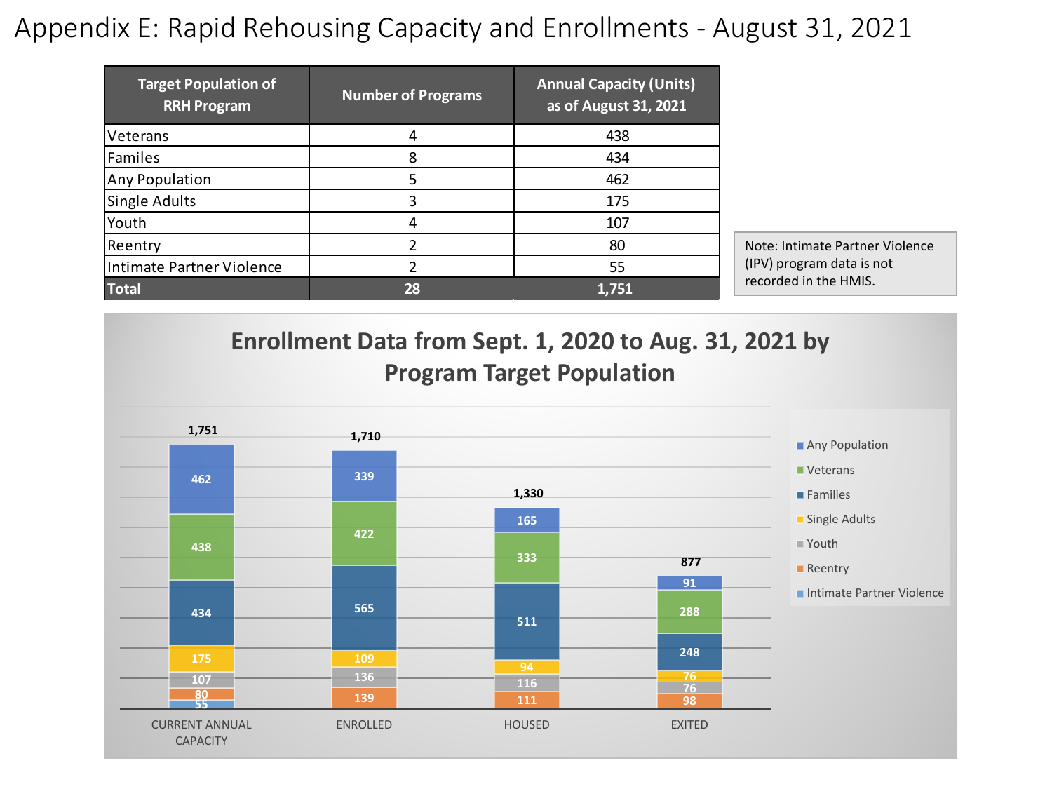# Appendix E: Rapid Rehousing Capacity and Enrollments - August 31, 2021

| Target Population of RRH Program | Number of Programs | Annual Capacity (Units) as of August 31, 2021 |
|---|---|---|
| Veterans | 4 | 438 |
| Familes | 8 | 434 |
| Any Population | 5 | 462 |
| Single Adults | 3 | 175 |
| Youth | 4 | 107 |
| Reentry | 2 | 80 |
| Intimate Partner Violence | 2 | 55 |
| **Total** | **28** | **1,751** |

Note: Intimate Partner Violence (IPV) program data is not recorded in the HMIS.

## Enrollment Data from Sept. 1, 2020 to Aug. 31, 2021 by Program Target Population

| | CURRENT ANNUAL CAPACITY | ENROLLED | HOUSED | EXITED |
|---|---|---|---|---|
| Any Population | 462 | 339 | 165 | 91 |
| Veterans | 438 | 422 | 333 | 288 |
| Families | 434 | 565 | 511 | 248 |
| Single Adults | 175 | 109 | 94 | 76 |
| Youth | 107 | 136 | 116 | 76 |
| Reentry | 80 | 139 | 111 | 98 |
| Intimate Partner Violence | 55 | | | |
| Total | 1,751 | 1,710 | 1,330 | 877 |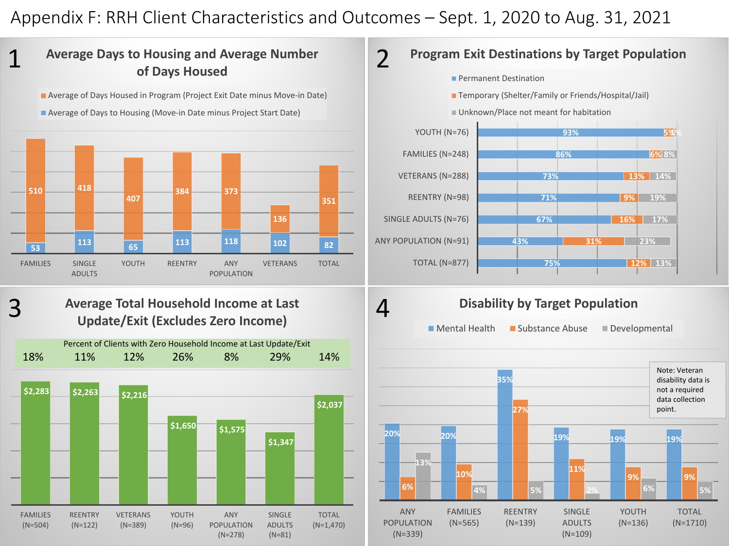# Appendix F: RRH Client Characteristics and Outcomes – Sept. 1, 2020 to Aug. 31, 2021

## 1 Average Days to Housing and Average Number of Days Housed

| | FAMILIES | SINGLE ADULTS | YOUTH | REENTRY | ANY POPULATION | VETERANS | TOTAL |
|---|---|---|---|---|---|---|---|
| Average of Days Housed in Program (Project Exit Date minus Move-in Date) | 510 | 418 | 407 | 384 | 373 | 136 | 351 |
| Average of Days to Housing (Move-in Date minus Project Start Date) | 53 | 113 | 65 | 113 | 118 | 102 | 82 |

## 2 Program Exit Destinations by Target Population

| | Permanent Destination | Temporary (Shelter/Family or Friends/Hospital/Jail) | Unknown/Place not meant for habitation |
|---|---|---|---|
| YOUTH (N=76) | 93% | 5% | 1% |
| FAMILIES (N=248) | 86% | 6% | 8% |
| VETERANS (N=288) | 73% | 13% | 14% |
| REENTRY (N=98) | 71% | 9% | 19% |
| SINGLE ADULTS (N=76) | 67% | 16% | 17% |
| ANY POPULATION (N=91) | 43% | 31% | 23% |
| TOTAL (N=877) | 75% | 12% | 13% |

## 3 Average Total Household Income at Last Update/Exit (Excludes Zero Income)

| | FAMILIES (N=504) | REENTRY (N=122) | VETERANS (N=389) | YOUTH (N=96) | ANY POPULATION (N=278) | SINGLE ADULTS (N=81) | TOTAL (N=1,470) |
|---|---|---|---|---|---|---|---|
| Percent of Clients with Zero Household Income at Last Update/Exit | 18% | 11% | 12% | 26% | 8% | 29% | 14% |
| Average Total Household Income | $2,283 | $2,263 | $2,216 | $1,650 | $1,575 | $1,347 | $2,037 |

## 4 Disability by Target Population

| | ANY POPULATION (N=339) | FAMILIES (N=565) | REENTRY (N=139) | SINGLE ADULTS (N=109) | YOUTH (N=136) | TOTAL (N=1710) |
|---|---|---|---|---|---|---|
| Mental Health | 20% | 20% | 35% | 19% | 19% | 19% |
| Substance Abuse | 6% | 10% | 27% | 11% | 9% | 9% |
| Developmental | 13% | 4% | 5% | 2% | 6% | 5% |

Note: Veteran disability data is not a required data collection point.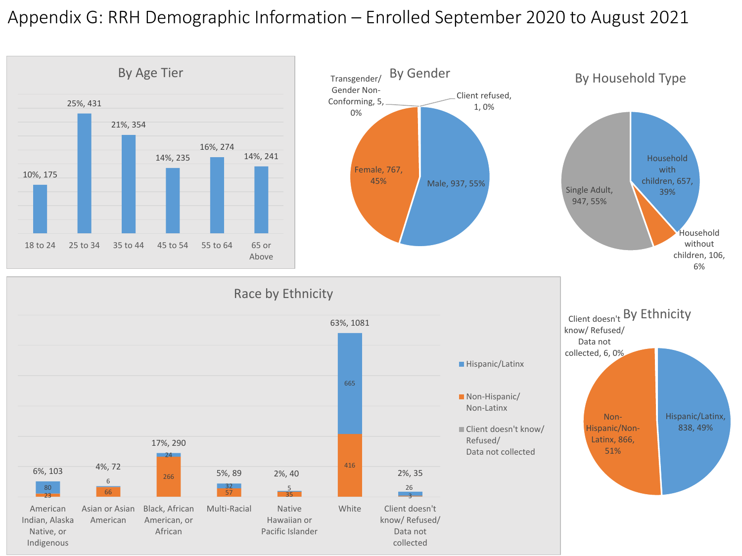# Appendix G: RRH Demographic Information – Enrolled September 2020 to August 2021

By Age Tier

18 to 24: 10%, 175
25 to 34: 25%, 431
35 to 44: 21%, 354
45 to 54: 14%, 235
55 to 64: 16%, 274
65 or Above: 14%, 241

By Gender

Male, 937, 55%
Female, 767, 45%
Transgender/ Gender Non-Conforming, 5, 0%
Client refused, 1, 0%

By Household Type

Household with children, 657, 39%
Household without children, 106, 6%
Single Adult, 947, 55%

Race by Ethnicity

Hispanic/Latinx
Non-Hispanic/ Non-Latinx
Client doesn't know/ Refused/ Data not collected

American Indian, Alaska Native, or Indigenous: 6%, 103 (80, 23)
Asian or Asian American: 4%, 72 (6, 66)
Black, African American, or African: 17%, 290 (24, 266)
Multi-Racial: 5%, 89 (32, 57)
Native Hawaiian or Pacific Islander: 2%, 40 (5, 35)
White: 63%, 1081 (665, 416)
Client doesn't know/ Refused/ Data not collected: 2%, 35 (26, 3)

By Ethnicity

Hispanic/Latinx, 838, 49%
Non-Hispanic/Non-Latinx, 866, 51%
Client doesn't know/ Refused/ Data not collected, 6, 0%